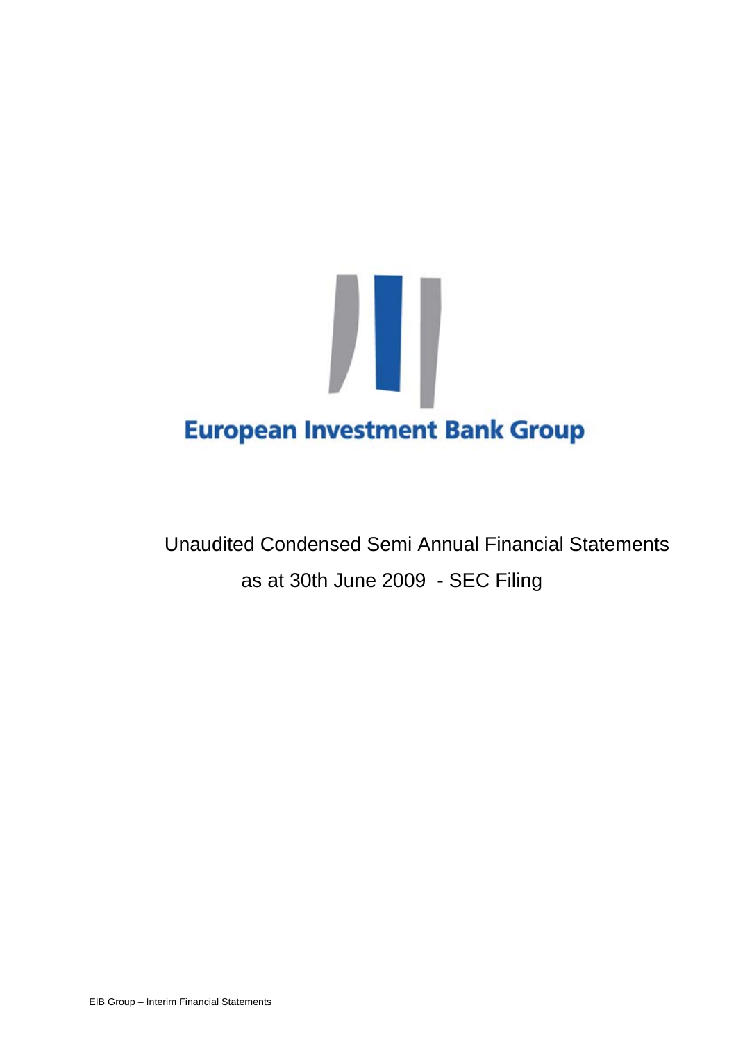# European Investment Bank Group

Unaudited Condensed Semi Annual Financial Statements

as at 30th June 2009 - SEC Filing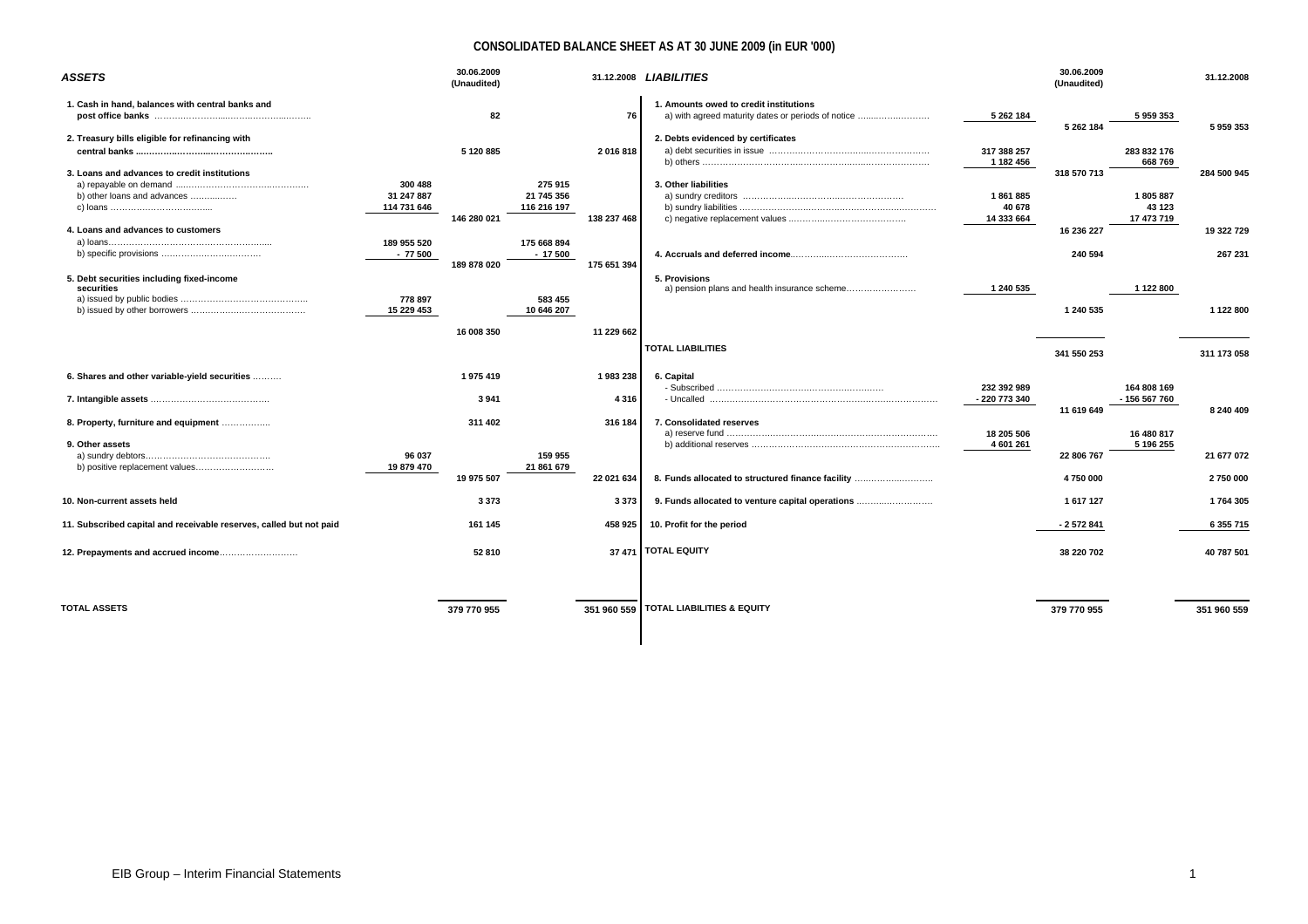# CONSOLIDATED BALANCE SHEET AS AT 30 JUNE 2009 (in EUR '000)

| ASSETS | | 30.06.2009 (Unaudited) | | 31.12.2008 |
|---|---|---|---|---|
| **1. Cash in hand, balances with central banks and post office banks** | | 82 | | 76 |
| **2. Treasury bills eligible for refinancing with central banks** | | 5 120 885 | | 2 016 818 |
| **3. Loans and advances to credit institutions** | | | | |
| a) repayable on demand | 300 488 | | 275 915 | |
| b) other loans and advances | 31 247 887 | | 21 745 356 | |
| c) loans | 114 731 646 | | 116 216 197 | |
| | | 146 280 021 | | 138 237 468 |
| **4. Loans and advances to customers** | | | | |
| a) loans | 189 955 520 | | 175 668 894 | |
| b) specific provisions | - 77 500 | | - 17 500 | |
| | | 189 878 020 | | 175 651 394 |
| **5. Debt securities including fixed-income securities** | | | | |
| a) issued by public bodies | 778 897 | | 583 455 | |
| b) issued by other borrowers | 15 229 453 | | 10 646 207 | |
| | | 16 008 350 | | 11 229 662 |
| **6. Shares and other variable-yield securities** | | 1 975 419 | | 1 983 238 |
| **7. Intangible assets** | | 3 941 | | 4 316 |
| **8. Property, furniture and equipment** | | 311 402 | | 316 184 |
| **9. Other assets** | | | | |
| a) sundry debtors | 96 037 | | 159 955 | |
| b) positive replacement values | 19 879 470 | | 21 861 679 | |
| | | 19 975 507 | | 22 021 634 |
| **10. Non-current assets held** | | 3 373 | | 3 373 |
| **11. Subscribed capital and receivable reserves, called but not paid** | | 161 145 | | 458 925 |
| **12. Prepayments and accrued income** | | 52 810 | | 37 471 |
| **TOTAL ASSETS** | | 379 770 955 | | 351 960 559 |

| LIABILITIES | | 30.06.2009 (Unaudited) | | 31.12.2008 |
|---|---|---|---|---|
| **1. Amounts owed to credit institutions** | | | | |
| a) with agreed maturity dates or periods of notice | 5 262 184 | | 5 959 353 | |
| | | 5 262 184 | | 5 959 353 |
| **2. Debts evidenced by certificates** | | | | |
| a) debt securities in issue | 317 388 257 | | 283 832 176 | |
| b) others | 1 182 456 | | 668 769 | |
| | | 318 570 713 | | 284 500 945 |
| **3. Other liabilities** | | | | |
| a) sundry creditors | 1 861 885 | | 1 805 887 | |
| b) sundry liabilities | 40 678 | | 43 123 | |
| c) negative replacement values | 14 333 664 | | 17 473 719 | |
| | | 16 236 227 | | 19 322 729 |
| **4. Accruals and deferred income** | | 240 594 | | 267 231 |
| **5. Provisions** | | | | |
| a) pension plans and health insurance scheme | 1 240 535 | | 1 122 800 | |
| | | 1 240 535 | | 1 122 800 |
| **TOTAL LIABILITIES** | | 341 550 253 | | 311 173 058 |
| **6. Capital** | | | | |
| - Subscribed | 232 392 989 | | 164 808 169 | |
| - Uncalled | - 220 773 340 | | - 156 567 760 | |
| | | 11 619 649 | | 8 240 409 |
| **7. Consolidated reserves** | | | | |
| a) reserve fund | 18 205 506 | | 16 480 817 | |
| b) additional reserves | 4 601 261 | | 5 196 255 | |
| | | 22 806 767 | | 21 677 072 |
| **8. Funds allocated to structured finance facility** | | 4 750 000 | | 2 750 000 |
| **9. Funds allocated to venture capital operations** | | 1 617 127 | | 1 764 305 |
| **10. Profit for the period** | | - 2 572 841 | | 6 355 715 |
| **TOTAL EQUITY** | | 38 220 702 | | 40 787 501 |
| **TOTAL LIABILITIES & EQUITY** | | 379 770 955 | | 351 960 559 |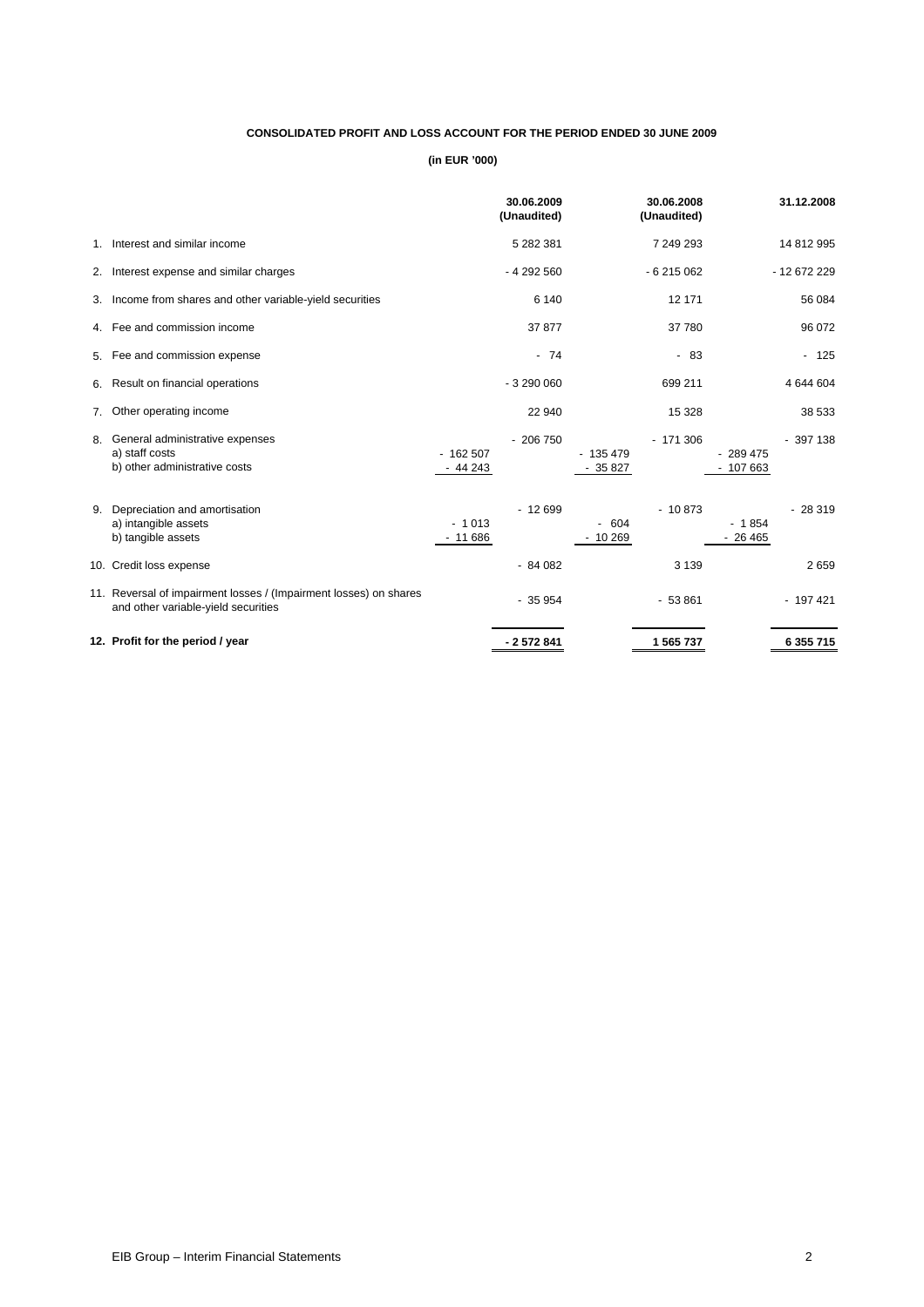**CONSOLIDATED PROFIT AND LOSS ACCOUNT FOR THE PERIOD ENDED 30 JUNE 2009**

**(in EUR '000)**

| | | 30.06.2009 (Unaudited) | | 30.06.2008 (Unaudited) | | 31.12.2008 |
|---|---|---|---|---|---|---|
| 1. Interest and similar income | | 5 282 381 | | 7 249 293 | | 14 812 995 |
| 2. Interest expense and similar charges | | - 4 292 560 | | - 6 215 062 | | - 12 672 229 |
| 3. Income from shares and other variable-yield securities | | 6 140 | | 12 171 | | 56 084 |
| 4. Fee and commission income | | 37 877 | | 37 780 | | 96 072 |
| 5. Fee and commission expense | | - 74 | | - 83 | | - 125 |
| 6. Result on financial operations | | - 3 290 060 | | 699 211 | | 4 644 604 |
| 7. Other operating income | | 22 940 | | 15 328 | | 38 533 |
| 8. General administrative expenses | | - 206 750 | | - 171 306 | | - 397 138 |
| a) staff costs | - 162 507 | | - 135 479 | | - 289 475 | |
| b) other administrative costs | - 44 243 | | - 35 827 | | - 107 663 | |
| 9. Depreciation and amortisation | | - 12 699 | | - 10 873 | | - 28 319 |
| a) intangible assets | - 1 013 | | - 604 | | - 1 854 | |
| b) tangible assets | - 11 686 | | - 10 269 | | - 26 465 | |
| 10. Credit loss expense | | - 84 082 | | 3 139 | | 2 659 |
| 11. Reversal of impairment losses / (Impairment losses) on shares and other variable-yield securities | | - 35 954 | | - 53 861 | | - 197 421 |
| **12. Profit for the period / year** | | **- 2 572 841** | | **1 565 737** | | **6 355 715** |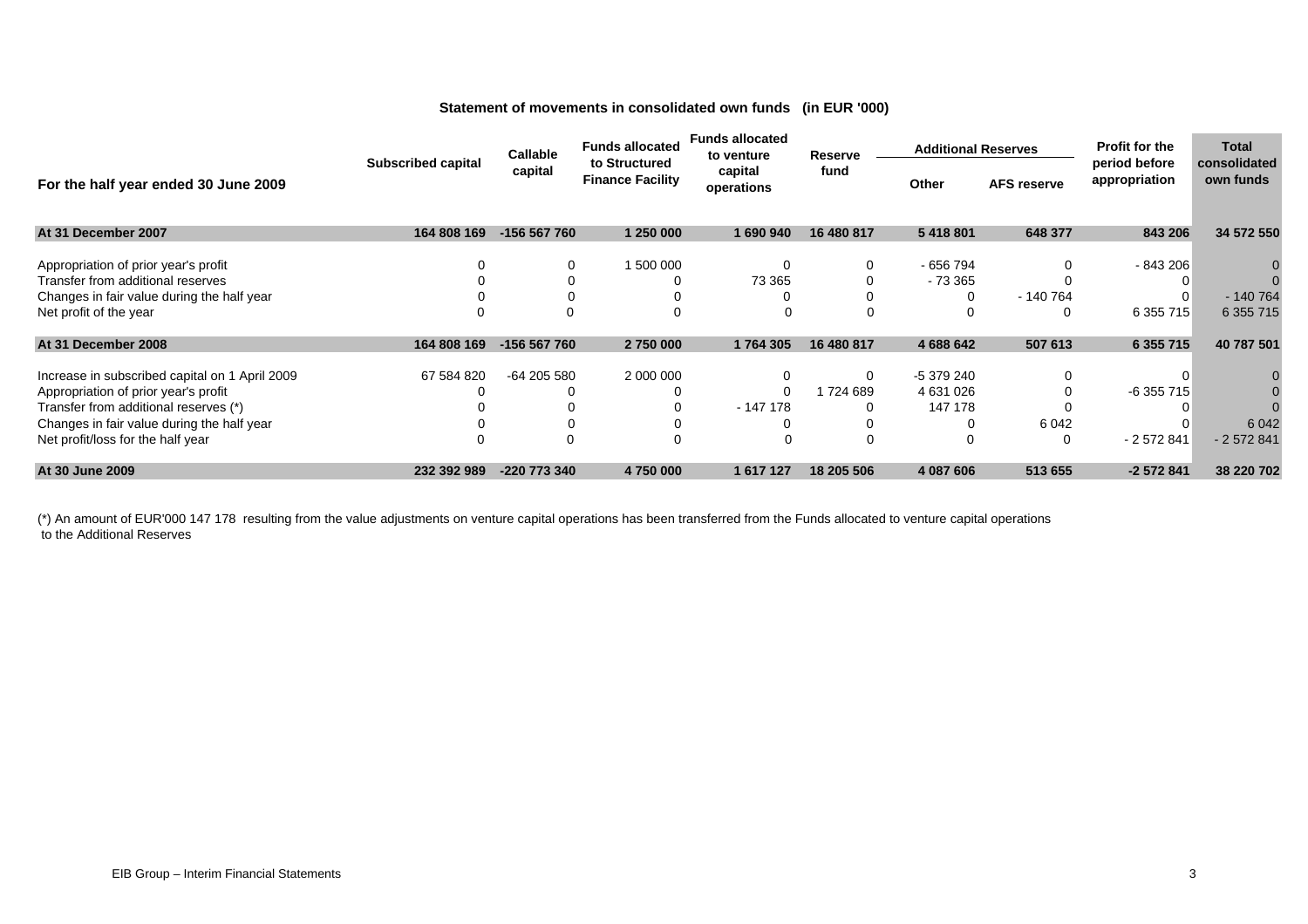## Statement of movements in consolidated own funds (in EUR '000)

| For the half year ended 30 June 2009 | Subscribed capital | Callable capital | Funds allocated to Structured Finance Facility | Funds allocated to venture capital operations | Reserve fund | Additional Reserves | | Profit for the period before appropriation | Total consolidated own funds |
|---|---|---|---|---|---|---|---|---|---|
| | | | | | | Other | AFS reserve | | |
| **At 31 December 2007** | **164 808 169** | **-156 567 760** | **1 250 000** | **1 690 940** | **16 480 817** | **5 418 801** | **648 377** | **843 206** | **34 572 550** |
| Appropriation of prior year's profit | 0 | 0 | 1 500 000 | 0 | 0 | - 656 794 | 0 | - 843 206 | 0 |
| Transfer from additional reserves | 0 | 0 | 0 | 73 365 | 0 | - 73 365 | 0 | 0 | 0 |
| Changes in fair value during the half year | 0 | 0 | 0 | 0 | 0 | 0 | - 140 764 | 0 | - 140 764 |
| Net profit of the year | 0 | 0 | 0 | 0 | 0 | 0 | 0 | 6 355 715 | 6 355 715 |
| **At 31 December 2008** | **164 808 169** | **-156 567 760** | **2 750 000** | **1 764 305** | **16 480 817** | **4 688 642** | **507 613** | **6 355 715** | **40 787 501** |
| Increase in subscribed capital on 1 April 2009 | 67 584 820 | -64 205 580 | 2 000 000 | 0 | 0 | -5 379 240 | 0 | 0 | 0 |
| Appropriation of prior year's profit | 0 | 0 | 0 | 0 | 1 724 689 | 4 631 026 | 0 | -6 355 715 | 0 |
| Transfer from additional reserves (*) | 0 | 0 | 0 | - 147 178 | 0 | 147 178 | 0 | 0 | 0 |
| Changes in fair value during the half year | 0 | 0 | 0 | 0 | 0 | 0 | 6 042 | 0 | 6 042 |
| Net profit/loss for the half year | 0 | 0 | 0 | 0 | 0 | 0 | 0 | - 2 572 841 | - 2 572 841 |
| **At 30 June 2009** | **232 392 989** | **-220 773 340** | **4 750 000** | **1 617 127** | **18 205 506** | **4 087 606** | **513 655** | **-2 572 841** | **38 220 702** |

(*) An amount of EUR'000 147 178 resulting from the value adjustments on venture capital operations has been transferred from the Funds allocated to venture capital operations to the Additional Reserves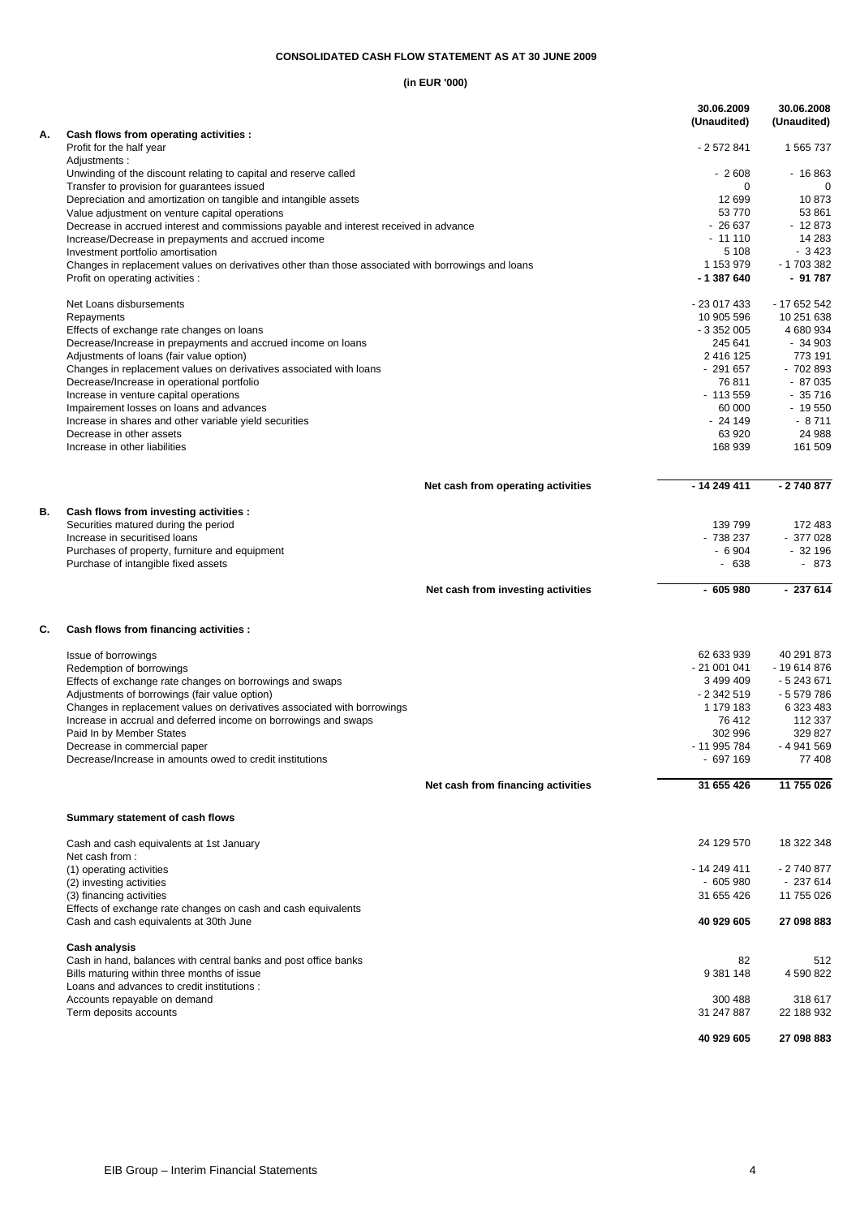# CONSOLIDATED CASH FLOW STATEMENT AS AT 30 JUNE 2009

**(in EUR '000)**

| | | 30.06.2009 (Unaudited) | 30.06.2008 (Unaudited) |
|---|---|---|---|
| **A.** | **Cash flows from operating activities :** | | |
| | Profit for the half year | - 2 572 841 | 1 565 737 |
| | Adjustments : | | |
| | Unwinding of the discount relating to capital and reserve called | - 2 608 | - 16 863 |
| | Transfer to provision for guarantees issued | 0 | 0 |
| | Depreciation and amortization on tangible and intangible assets | 12 699 | 10 873 |
| | Value adjustment on venture capital operations | 53 770 | 53 861 |
| | Decrease in accrued interest and commissions payable and interest received in advance | - 26 637 | - 12 873 |
| | Increase/Decrease in prepayments and accrued income | - 11 110 | 14 283 |
| | Investment portfolio amortisation | 5 108 | - 3 423 |
| | Changes in replacement values on derivatives other than those associated with borrowings and loans | 1 153 979 | - 1 703 382 |
| | Profit on operating activities : | **- 1 387 640** | **- 91 787** |
| | Net Loans disbursements | - 23 017 433 | - 17 652 542 |
| | Repayments | 10 905 596 | 10 251 638 |
| | Effects of exchange rate changes on loans | - 3 352 005 | 4 680 934 |
| | Decrease/Increase in prepayments and accrued income on loans | 245 641 | - 34 903 |
| | Adjustments of loans (fair value option) | 2 416 125 | 773 191 |
| | Changes in replacement values on derivatives associated with loans | - 291 657 | - 702 893 |
| | Decrease/Increase in operational portfolio | 76 811 | - 87 035 |
| | Increase in venture capital operations | - 113 559 | - 35 716 |
| | Impairement losses on loans and advances | 60 000 | - 19 550 |
| | Increase in shares and other variable yield securities | - 24 149 | - 8 711 |
| | Decrease in other assets | 63 920 | 24 988 |
| | Increase in other liabilities | 168 939 | 161 509 |
| | **Net cash from operating activities** | **- 14 249 411** | **- 2 740 877** |
| **B.** | **Cash flows from investing activities :** | | |
| | Securities matured during the period | 139 799 | 172 483 |
| | Increase in securitised loans | - 738 237 | - 377 028 |
| | Purchases of property, furniture and equipment | - 6 904 | - 32 196 |
| | Purchase of intangible fixed assets | - 638 | - 873 |
| | **Net cash from investing activities** | **- 605 980** | **- 237 614** |
| **C.** | **Cash flows from financing activities :** | | |
| | Issue of borrowings | 62 633 939 | 40 291 873 |
| | Redemption of borrowings | - 21 001 041 | - 19 614 876 |
| | Effects of exchange rate changes on borrowings and swaps | 3 499 409 | - 5 243 671 |
| | Adjustments of borrowings (fair value option) | - 2 342 519 | - 5 579 786 |
| | Changes in replacement values on derivatives associated with borrowings | 1 179 183 | 6 323 483 |
| | Increase in accrual and deferred income on borrowings and swaps | 76 412 | 112 337 |
| | Paid In by Member States | 302 996 | 329 827 |
| | Decrease in commercial paper | - 11 995 784 | - 4 941 569 |
| | Decrease/Increase in amounts owed to credit institutions | - 697 169 | 77 408 |
| | **Net cash from financing activities** | **31 655 426** | **11 755 026** |

**Summary statement of cash flows**

| | 30.06.2009 | 30.06.2008 |
|---|---|---|
| Cash and cash equivalents at 1st January | 24 129 570 | 18 322 348 |
| Net cash from : | | |
| (1) operating activities | - 14 249 411 | - 2 740 877 |
| (2) investing activities | - 605 980 | - 237 614 |
| (3) financing activities | 31 655 426 | 11 755 026 |
| Effects of exchange rate changes on cash and cash equivalents | | |
| Cash and cash equivalents at 30th June | **40 929 605** | **27 098 883** |
| **Cash analysis** | | |
| Cash in hand, balances with central banks and post office banks | 82 | 512 |
| Bills maturing within three months of issue | 9 381 148 | 4 590 822 |
| Loans and advances to credit institutions : | | |
| Accounts repayable on demand | 300 488 | 318 617 |
| Term deposits accounts | 31 247 887 | 22 188 932 |
| | **40 929 605** | **27 098 883** |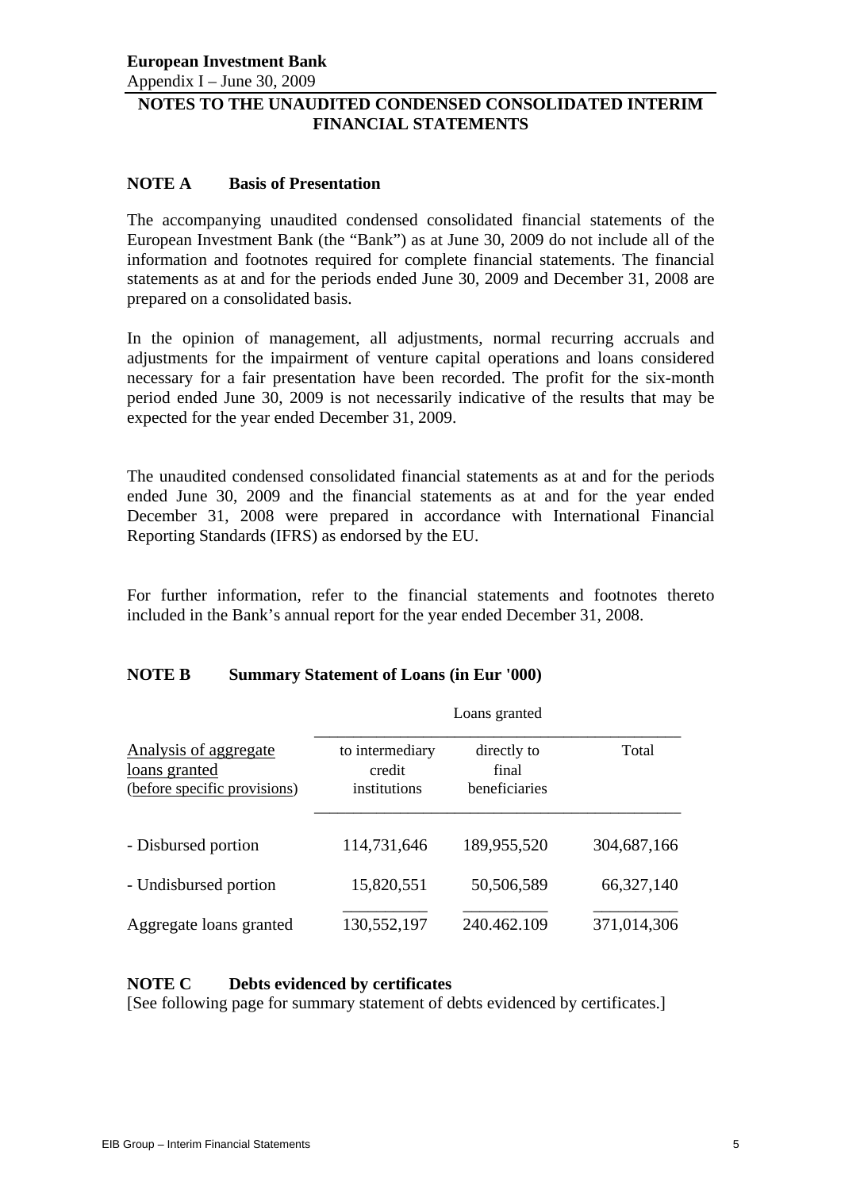**European Investment Bank**
Appendix I – June 30, 2009

# NOTES TO THE UNAUDITED CONDENSED CONSOLIDATED INTERIM FINANCIAL STATEMENTS

## NOTE A Basis of Presentation

The accompanying unaudited condensed consolidated financial statements of the European Investment Bank (the "Bank") as at June 30, 2009 do not include all of the information and footnotes required for complete financial statements. The financial statements as at and for the periods ended June 30, 2009 and December 31, 2008 are prepared on a consolidated basis.

In the opinion of management, all adjustments, normal recurring accruals and adjustments for the impairment of venture capital operations and loans considered necessary for a fair presentation have been recorded. The profit for the six-month period ended June 30, 2009 is not necessarily indicative of the results that may be expected for the year ended December 31, 2009.

The unaudited condensed consolidated financial statements as at and for the periods ended June 30, 2009 and the financial statements as at and for the year ended December 31, 2008 were prepared in accordance with International Financial Reporting Standards (IFRS) as endorsed by the EU.

For further information, refer to the financial statements and footnotes thereto included in the Bank's annual report for the year ended December 31, 2008.

## NOTE B Summary Statement of Loans (in Eur '000)

| | Loans granted | | |
|---|---|---|---|
| Analysis of aggregate loans granted (before specific provisions) | to intermediary credit institutions | directly to final beneficiaries | Total |
| - Disbursed portion | 114,731,646 | 189,955,520 | 304,687,166 |
| - Undisbursed portion | 15,820,551 | 50,506,589 | 66,327,140 |
| Aggregate loans granted | 130,552,197 | 240.462.109 | 371,014,306 |

## NOTE C Debts evidenced by certificates

[See following page for summary statement of debts evidenced by certificates.]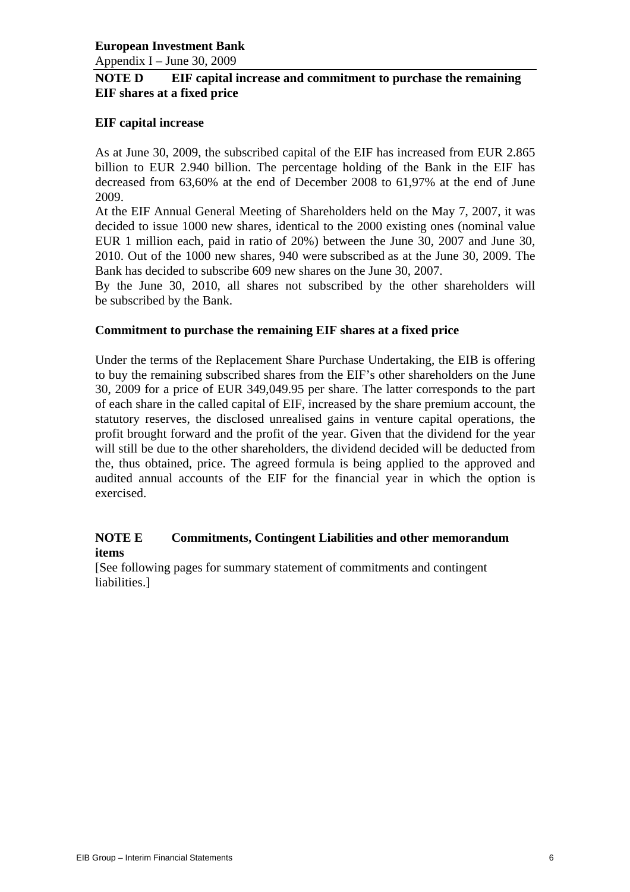## NOTE D EIF capital increase and commitment to purchase the remaining EIF shares at a fixed price

### EIF capital increase

As at June 30, 2009, the subscribed capital of the EIF has increased from EUR 2.865 billion to EUR 2.940 billion. The percentage holding of the Bank in the EIF has decreased from 63,60% at the end of December 2008 to 61,97% at the end of June 2009.

At the EIF Annual General Meeting of Shareholders held on the May 7, 2007, it was decided to issue 1000 new shares, identical to the 2000 existing ones (nominal value EUR 1 million each, paid in ratio of 20%) between the June 30, 2007 and June 30, 2010. Out of the 1000 new shares, 940 were subscribed as at the June 30, 2009. The Bank has decided to subscribe 609 new shares on the June 30, 2007.

By the June 30, 2010, all shares not subscribed by the other shareholders will be subscribed by the Bank.

### Commitment to purchase the remaining EIF shares at a fixed price

Under the terms of the Replacement Share Purchase Undertaking, the EIB is offering to buy the remaining subscribed shares from the EIF's other shareholders on the June 30, 2009 for a price of EUR 349,049.95 per share. The latter corresponds to the part of each share in the called capital of EIF, increased by the share premium account, the statutory reserves, the disclosed unrealised gains in venture capital operations, the profit brought forward and the profit of the year. Given that the dividend for the year will still be due to the other shareholders, the dividend decided will be deducted from the, thus obtained, price. The agreed formula is being applied to the approved and audited annual accounts of the EIF for the financial year in which the option is exercised.

## NOTE E Commitments, Contingent Liabilities and other memorandum items

[See following pages for summary statement of commitments and contingent liabilities.]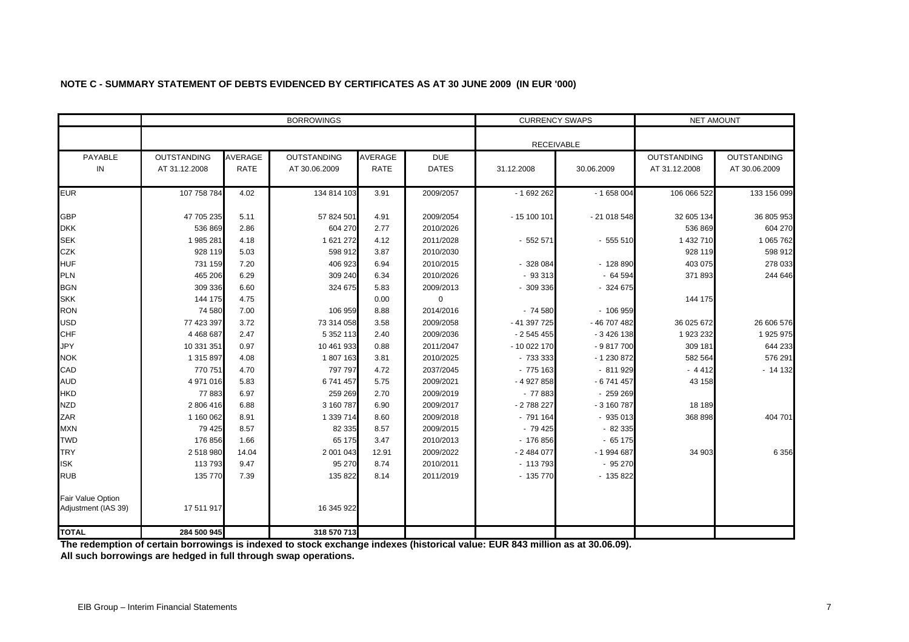**NOTE C - SUMMARY STATEMENT OF DEBTS EVIDENCED BY CERTIFICATES AS AT 30 JUNE 2009 (IN EUR '000)**

| | BORROWINGS | | | | | CURRENCY SWAPS | | NET AMOUNT | |
|---|---|---|---|---|---|---|---|---|---|
| | | | | | | RECEIVABLE | | | |
| PAYABLE IN | OUTSTANDING AT 31.12.2008 | AVERAGE RATE | OUTSTANDING AT 30.06.2009 | AVERAGE RATE | DUE DATES | 31.12.2008 | 30.06.2009 | OUTSTANDING AT 31.12.2008 | OUTSTANDING AT 30.06.2009 |
| EUR | 107 758 784 | 4.02 | 134 814 103 | 3.91 | 2009/2057 | - 1 692 262 | - 1 658 004 | 106 066 522 | 133 156 099 |
| GBP | 47 705 235 | 5.11 | 57 824 501 | 4.91 | 2009/2054 | - 15 100 101 | - 21 018 548 | 32 605 134 | 36 805 953 |
| DKK | 536 869 | 2.86 | 604 270 | 2.77 | 2010/2026 | | | 536 869 | 604 270 |
| SEK | 1 985 281 | 4.18 | 1 621 272 | 4.12 | 2011/2028 | - 552 571 | - 555 510 | 1 432 710 | 1 065 762 |
| CZK | 928 119 | 5.03 | 598 912 | 3.87 | 2010/2030 | | | 928 119 | 598 912 |
| HUF | 731 159 | 7.20 | 406 923 | 6.94 | 2010/2015 | - 328 084 | - 128 890 | 403 075 | 278 033 |
| PLN | 465 206 | 6.29 | 309 240 | 6.34 | 2010/2026 | - 93 313 | - 64 594 | 371 893 | 244 646 |
| BGN | 309 336 | 6.60 | 324 675 | 5.83 | 2009/2013 | - 309 336 | - 324 675 | | |
| SKK | 144 175 | 4.75 | | 0.00 | 0 | | | 144 175 | |
| RON | 74 580 | 7.00 | 106 959 | 8.88 | 2014/2016 | - 74 580 | - 106 959 | | |
| USD | 77 423 397 | 3.72 | 73 314 058 | 3.58 | 2009/2058 | - 41 397 725 | - 46 707 482 | 36 025 672 | 26 606 576 |
| CHF | 4 468 687 | 2.47 | 5 352 113 | 2.40 | 2009/2036 | - 2 545 455 | - 3 426 138 | 1 923 232 | 1 925 975 |
| JPY | 10 331 351 | 0.97 | 10 461 933 | 0.88 | 2011/2047 | - 10 022 170 | - 9 817 700 | 309 181 | 644 233 |
| NOK | 1 315 897 | 4.08 | 1 807 163 | 3.81 | 2010/2025 | - 733 333 | - 1 230 872 | 582 564 | 576 291 |
| CAD | 770 751 | 4.70 | 797 797 | 4.72 | 2037/2045 | - 775 163 | - 811 929 | - 4 412 | - 14 132 |
| AUD | 4 971 016 | 5.83 | 6 741 457 | 5.75 | 2009/2021 | - 4 927 858 | - 6 741 457 | 43 158 | |
| HKD | 77 883 | 6.97 | 259 269 | 2.70 | 2009/2019 | - 77 883 | - 259 269 | | |
| NZD | 2 806 416 | 6.88 | 3 160 787 | 6.90 | 2009/2017 | - 2 788 227 | - 3 160 787 | 18 189 | |
| ZAR | 1 160 062 | 8.91 | 1 339 714 | 8.60 | 2009/2018 | - 791 164 | - 935 013 | 368 898 | 404 701 |
| MXN | 79 425 | 8.57 | 82 335 | 8.57 | 2009/2015 | - 79 425 | - 82 335 | | |
| TWD | 176 856 | 1.66 | 65 175 | 3.47 | 2010/2013 | - 176 856 | - 65 175 | | |
| TRY | 2 518 980 | 14.04 | 2 001 043 | 12.91 | 2009/2022 | - 2 484 077 | - 1 994 687 | 34 903 | 6 356 |
| ISK | 113 793 | 9.47 | 95 270 | 8.74 | 2010/2011 | - 113 793 | - 95 270 | | |
| RUB | 135 770 | 7.39 | 135 822 | 8.14 | 2011/2019 | - 135 770 | - 135 822 | | |
| Fair Value Option Adjustment (IAS 39) | 17 511 917 | | 16 345 922 | | | | | | |
| **TOTAL** | **284 500 945** | | **318 570 713** | | | | | | |

**The redemption of certain borrowings is indexed to stock exchange indexes (historical value: EUR 843 million as at 30.06.09).**
**All such borrowings are hedged in full through swap operations.**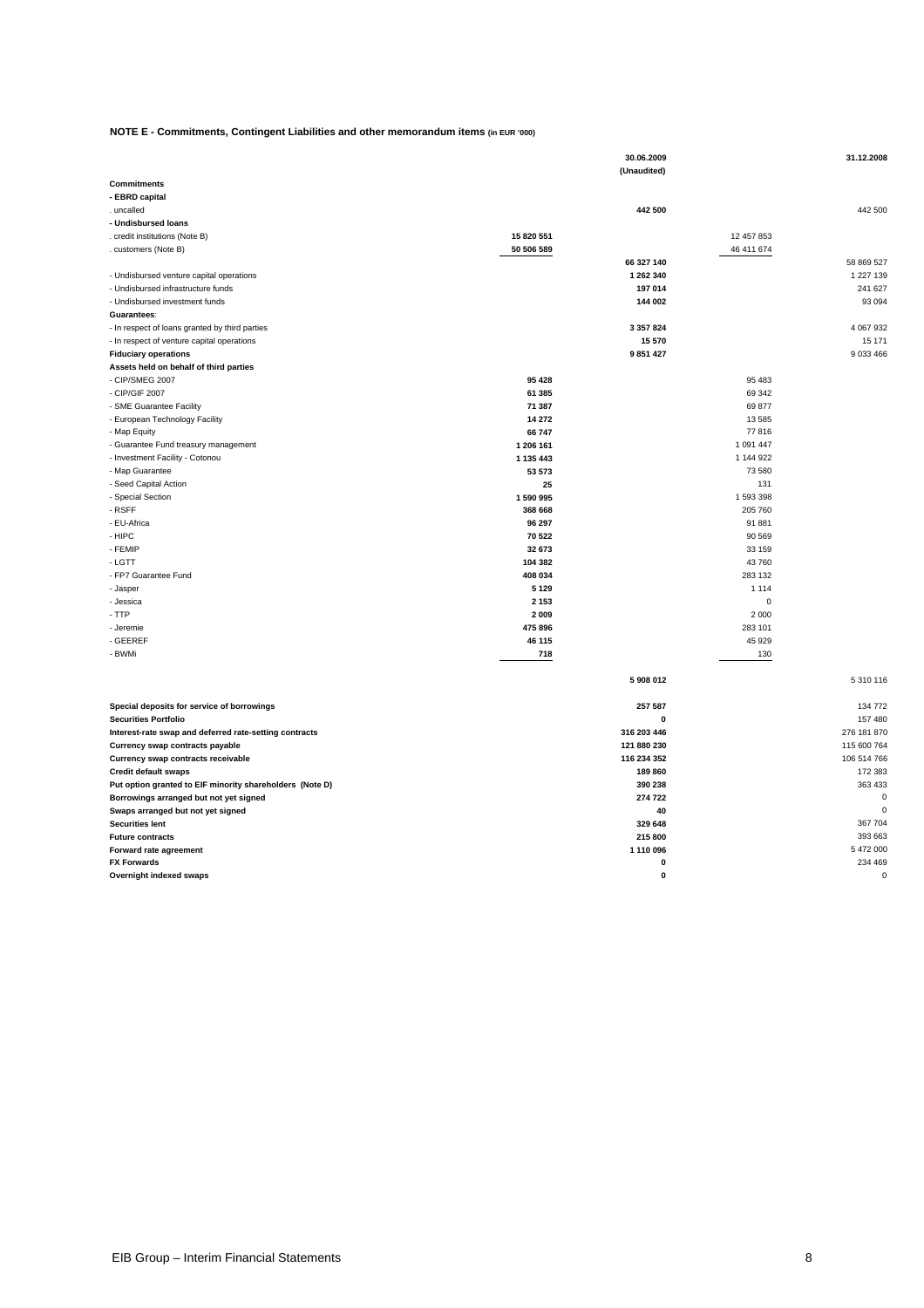**NOTE E - Commitments, Contingent Liabilities and other memorandum items** (in EUR '000)

| | | 30.06.2009 (Unaudited) | | 31.12.2008 |
|---|---|---|---|---|
| **Commitments** | | | | |
| **- EBRD capital** | | | | |
| . uncalled | | **442 500** | | 442 500 |
| **- Undisbursed loans** | | | | |
| . credit institutions (Note B) | **15 820 551** | | 12 457 853 | |
| . customers (Note B) | **50 506 589** | | 46 411 674 | |
| | | **66 327 140** | | 58 869 527 |
| - Undisbursed venture capital operations | | **1 262 340** | | 1 227 139 |
| - Undisbursed infrastructure funds | | **197 014** | | 241 627 |
| - Undisbursed investment funds | | **144 002** | | 93 094 |
| **Guarantees**: | | | | |
| - In respect of loans granted by third parties | | **3 357 824** | | 4 067 932 |
| - In respect of venture capital operations | | **15 570** | | 15 171 |
| **Fiduciary operations** | | **9 851 427** | | 9 033 466 |
| **Assets held on behalf of third parties** | | | | |
| - CIP/SMEG 2007 | **95 428** | | 95 483 | |
| - CIP/GIF 2007 | **61 385** | | 69 342 | |
| - SME Guarantee Facility | **71 387** | | 69 877 | |
| - European Technology Facility | **14 272** | | 13 585 | |
| - Map Equity | **66 747** | | 77 816 | |
| - Guarantee Fund treasury management | **1 206 161** | | 1 091 447 | |
| - Investment Facility - Cotonou | **1 135 443** | | 1 144 922 | |
| - Map Guarantee | **53 573** | | 73 580 | |
| - Seed Capital Action | **25** | | 131 | |
| - Special Section | **1 590 995** | | 1 593 398 | |
| - RSFF | **368 668** | | 205 760 | |
| - EU-Africa | **96 297** | | 91 881 | |
| - HIPC | **70 522** | | 90 569 | |
| - FEMIP | **32 673** | | 33 159 | |
| - LGTT | **104 382** | | 43 760 | |
| - FP7 Guarantee Fund | **408 034** | | 283 132 | |
| - Jasper | **5 129** | | 1 114 | |
| - Jessica | **2 153** | | 0 | |
| - TTP | **2 009** | | 2 000 | |
| - Jeremie | **475 896** | | 283 101 | |
| - GEEREF | **46 115** | | 45 929 | |
| - BWMi | **718** | | 130 | |
| | | **5 908 012** | | 5 310 116 |
| **Special deposits for service of borrowings** | | **257 587** | | 134 772 |
| **Securities Portfolio** | | **0** | | 157 480 |
| **Interest-rate swap and deferred rate-setting contracts** | | **316 203 446** | | 276 181 870 |
| **Currency swap contracts payable** | | **121 880 230** | | 115 600 764 |
| **Currency swap contracts receivable** | | **116 234 352** | | 106 514 766 |
| **Credit default swaps** | | **189 860** | | 172 383 |
| **Put option granted to EIF minority shareholders (Note D)** | | **390 238** | | 363 433 |
| **Borrowings arranged but not yet signed** | | **274 722** | | 0 |
| **Swaps arranged but not yet signed** | | **40** | | 0 |
| **Securities lent** | | **329 648** | | 367 704 |
| **Future contracts** | | **215 800** | | 393 663 |
| **Forward rate agreement** | | **1 110 096** | | 5 472 000 |
| **FX Forwards** | | **0** | | 234 469 |
| **Overnight indexed swaps** | | **0** | | 0 |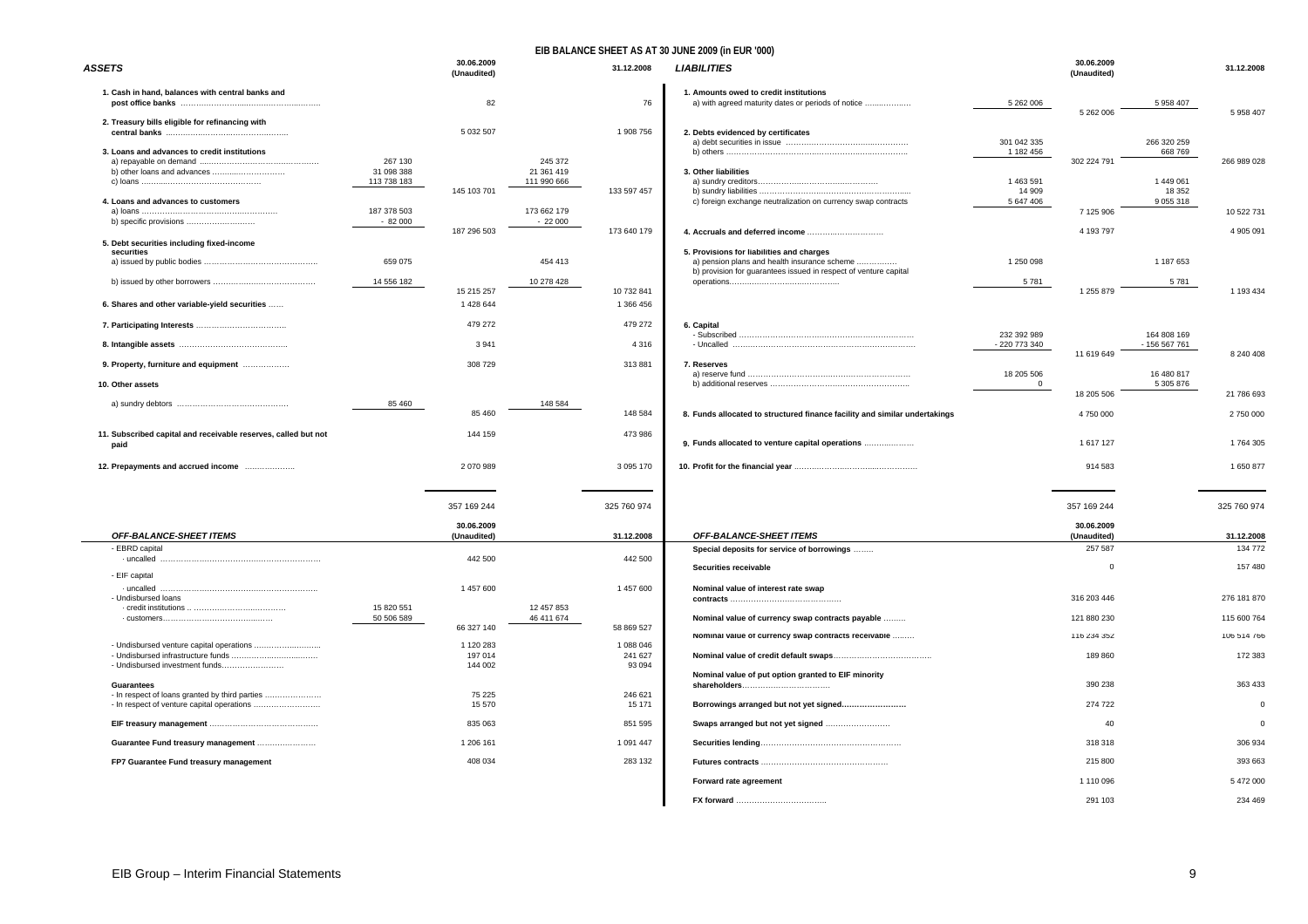# EIB BALANCE SHEET AS AT 30 JUNE 2009 (in EUR '000)

| ASSETS | | 30.06.2009 (Unaudited) | | 31.12.2008 |
|---|---|---|---|---|
| **1. Cash in hand, balances with central banks and post office banks** | | 82 | | 76 |
| **2. Treasury bills eligible for refinancing with central banks** | | 5 032 507 | | 1 908 756 |
| **3. Loans and advances to credit institutions** | | | | |
| a) repayable on demand | 267 130 | | 245 372 | |
| b) other loans and advances | 31 098 388 | | 21 361 419 | |
| c) loans | 113 738 183 | | 111 990 666 | |
| | | 145 103 701 | | 133 597 457 |
| **4. Loans and advances to customers** | | | | |
| a) loans | 187 378 503 | | 173 662 179 | |
| b) specific provisions | - 82 000 | | - 22 000 | |
| | | 187 296 503 | | 173 640 179 |
| **5. Debt securities including fixed-income securities** | | | | |
| a) issued by public bodies | 659 075 | | 454 413 | |
| b) issued by other borrowers | 14 556 182 | | 10 278 428 | |
| | | 15 215 257 | | 10 732 841 |
| **6. Shares and other variable-yield securities** | | 1 428 644 | | 1 366 456 |
| **7. Participating Interests** | | 479 272 | | 479 272 |
| **8. Intangible assets** | | 3 941 | | 4 316 |
| **9. Property, furniture and equipment** | | 308 729 | | 313 881 |
| **10. Other assets** | | | | |
| a) sundry debtors | 85 460 | | 148 584 | |
| | | 85 460 | | 148 584 |
| **11. Subscribed capital and receivable reserves, called but not paid** | | 144 159 | | 473 986 |
| **12. Prepayments and accrued income** | | 2 070 989 | | 3 095 170 |
| | | 357 169 244 | | 325 760 974 |

| LIABILITIES | | 30.06.2009 (Unaudited) | | 31.12.2008 |
|---|---|---|---|---|
| **1. Amounts owed to credit institutions** | | | | |
| a) with agreed maturity dates or periods of notice | 5 262 006 | | 5 958 407 | |
| | | 5 262 006 | | 5 958 407 |
| **2. Debts evidenced by certificates** | | | | |
| a) debt securities in issue | 301 042 335 | | 266 320 259 | |
| b) others | 1 182 456 | | 668 769 | |
| | | 302 224 791 | | 266 989 028 |
| **3. Other liabilities** | | | | |
| a) sundry creditors | 1 463 591 | | 1 449 061 | |
| b) sundry liabilities | 14 909 | | 18 352 | |
| c) foreign exchange neutralization on currency swap contracts | 5 647 406 | | 9 055 318 | |
| | | 7 125 906 | | 10 522 731 |
| **4. Accruals and deferred income** | | 4 193 797 | | 4 905 091 |
| **5. Provisions for liabilities and charges** | | | | |
| a) pension plans and health insurance scheme | 1 250 098 | | 1 187 653 | |
| b) provision for guarantees issued in respect of venture capital operations | 5 781 | | 5 781 | |
| | | 1 255 879 | | 1 193 434 |
| **6. Capital** | | | | |
| - Subscribed | 232 392 989 | | 164 808 169 | |
| - Uncalled | - 220 773 340 | | - 156 567 761 | |
| | | 11 619 649 | | 8 240 408 |
| **7. Reserves** | | | | |
| a) reserve fund | 18 205 506 | | 16 480 817 | |
| b) additional reserves | 0 | | 5 305 876 | |
| | | 18 205 506 | | 21 786 693 |
| **8. Funds allocated to structured finance facility and similar undertakings** | | 4 750 000 | | 2 750 000 |
| **9. Funds allocated to venture capital operations** | | 1 617 127 | | 1 764 305 |
| **10. Profit for the financial year** | | 914 583 | | 1 650 877 |
| | | 357 169 244 | | 325 760 974 |

| OFF-BALANCE-SHEET ITEMS | | 30.06.2009 (Unaudited) | | 31.12.2008 |
|---|---|---|---|---|
| - EBRD capital | | | | |
| · uncalled | | 442 500 | | 442 500 |
| - EIF capital | | | | |
| · uncalled | | 1 457 600 | | 1 457 600 |
| - Undisbursed loans | | | | |
| · credit institutions | 15 820 551 | | 12 457 853 | |
| · customers | 50 506 589 | | 46 411 674 | |
| | | 66 327 140 | | 58 869 527 |
| - Undisbursed venture capital operations | | 1 120 283 | | 1 088 046 |
| - Undisbursed infrastructure funds | | 197 014 | | 241 627 |
| - Undisbursed investment funds | | 144 002 | | 93 094 |
| **Guarantees** | | | | |
| - In respect of loans granted by third parties | | 75 225 | | 246 621 |
| - In respect of venture capital operations | | 15 570 | | 15 171 |
| **EIF treasury management** | | 835 063 | | 851 595 |
| **Guarantee Fund treasury management** | | 1 206 161 | | 1 091 447 |
| **FP7 Guarantee Fund treasury management** | | 408 034 | | 283 132 |

| OFF-BALANCE-SHEET ITEMS | 30.06.2009 (Unaudited) | 31.12.2008 |
|---|---|---|
| **Special deposits for service of borrowings** | 257 587 | 134 772 |
| **Securities receivable** | 0 | 157 480 |
| **Nominal value of interest rate swap contracts** | 316 203 446 | 276 181 870 |
| **Nominal value of currency swap contracts payable** | 121 880 230 | 115 600 764 |
| **Nominal value of currency swap contracts receivable** | 116 234 352 | 106 514 766 |
| **Nominal value of credit default swaps** | 189 860 | 172 383 |
| **Nominal value of put option granted to EIF minority shareholders** | 390 238 | 363 433 |
| **Borrowings arranged but not yet signed** | 274 722 | 0 |
| **Swaps arranged but not yet signed** | 40 | 0 |
| **Securities lending** | 318 318 | 306 934 |
| **Futures contracts** | 215 800 | 393 663 |
| **Forward rate agreement** | 1 110 096 | 5 472 000 |
| **FX forward** | 291 103 | 234 469 |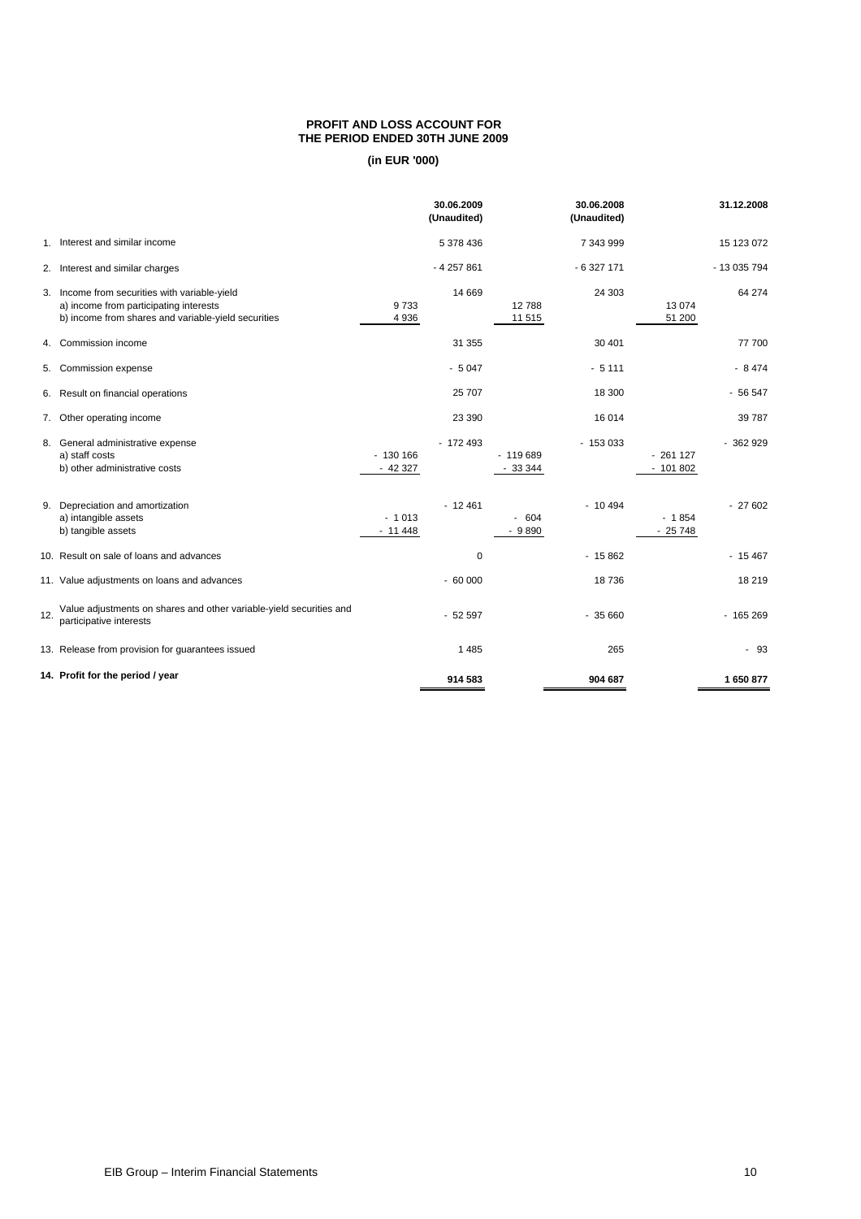**PROFIT AND LOSS ACCOUNT FOR THE PERIOD ENDED 30TH JUNE 2009**

**(in EUR '000)**

| | | | **30.06.2009 (Unaudited)** | | **30.06.2008 (Unaudited)** | | **31.12.2008** |
|---|---|---|---|---|---|---|---|
| 1. | Interest and similar income | | 5 378 436 | | 7 343 999 | | 15 123 072 |
| 2. | Interest and similar charges | | - 4 257 861 | | - 6 327 171 | | - 13 035 794 |
| 3. | Income from securities with variable-yield | | 14 669 | | 24 303 | | 64 274 |
| | a) income from participating interests | 9 733 | | 12 788 | | 13 074 | |
| | b) income from shares and variable-yield securities | 4 936 | | 11 515 | | 51 200 | |
| 4. | Commission income | | 31 355 | | 30 401 | | 77 700 |
| 5. | Commission expense | | - 5 047 | | - 5 111 | | - 8 474 |
| 6. | Result on financial operations | | 25 707 | | 18 300 | | - 56 547 |
| 7. | Other operating income | | 23 390 | | 16 014 | | 39 787 |
| 8. | General administrative expense | | - 172 493 | | - 153 033 | | - 362 929 |
| | a) staff costs | - 130 166 | | - 119 689 | | - 261 127 | |
| | b) other administrative costs | - 42 327 | | - 33 344 | | - 101 802 | |
| 9. | Depreciation and amortization | | - 12 461 | | - 10 494 | | - 27 602 |
| | a) intangible assets | - 1 013 | | - 604 | | - 1 854 | |
| | b) tangible assets | - 11 448 | | - 9 890 | | - 25 748 | |
| 10. | Result on sale of loans and advances | | 0 | | - 15 862 | | - 15 467 |
| 11. | Value adjustments on loans and advances | | - 60 000 | | 18 736 | | 18 219 |
| 12. | Value adjustments on shares and other variable-yield securities and participative interests | | - 52 597 | | - 35 660 | | - 165 269 |
| 13. | Release from provision for guarantees issued | | 1 485 | | 265 | | - 93 |
| **14.** | **Profit for the period / year** | | **914 583** | | **904 687** | | **1 650 877** |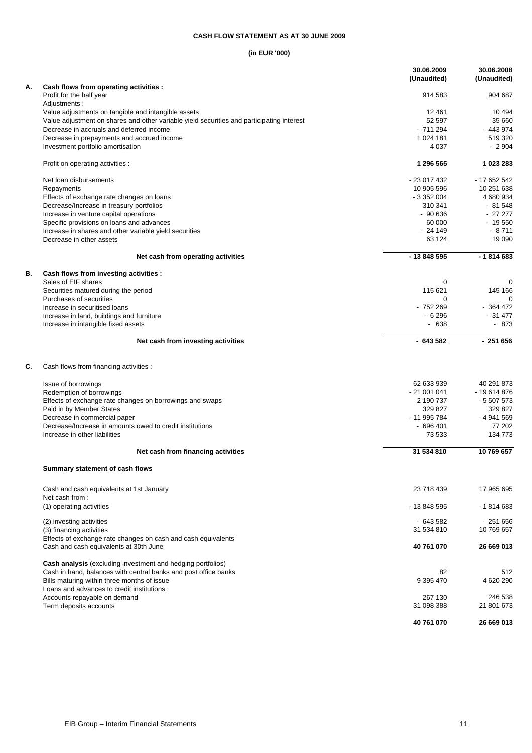**CASH FLOW STATEMENT AS AT 30 JUNE 2009**

**(in EUR '000)**

| | | 30.06.2009 (Unaudited) | 30.06.2008 (Unaudited) |
|---|---|---|---|
| **A.** | **Cash flows from operating activities :** | | |
| | Profit for the half year | 914 583 | 904 687 |
| | Adjustments : | | |
| | Value adjustments on tangible and intangible assets | 12 461 | 10 494 |
| | Value adjustment on shares and other variable yield securities and participating interest | 52 597 | 35 660 |
| | Decrease in accruals and deferred income | - 711 294 | - 443 974 |
| | Decrease in prepayments and accrued income | 1 024 181 | 519 320 |
| | Investment portfolio amortisation | 4 037 | - 2 904 |
| | Profit on operating activities : | **1 296 565** | **1 023 283** |
| | Net loan disbursements | - 23 017 432 | - 17 652 542 |
| | Repayments | 10 905 596 | 10 251 638 |
| | Effects of exchange rate changes on loans | - 3 352 004 | 4 680 934 |
| | Decrease/Increase in treasury portfolios | 310 341 | - 81 548 |
| | Increase in venture capital operations | - 90 636 | - 27 277 |
| | Specific provisions on loans and advances | 60 000 | - 19 550 |
| | Increase in shares and other variable yield securities | - 24 149 | - 8 711 |
| | Decrease in other assets | 63 124 | 19 090 |
| | **Net cash from operating activities** | **- 13 848 595** | **- 1 814 683** |
| **B.** | **Cash flows from investing activities :** | | |
| | Sales of EIF shares | 0 | 0 |
| | Securities matured during the period | 115 621 | 145 166 |
| | Purchases of securities | 0 | 0 |
| | Increase in securitised loans | - 752 269 | - 364 472 |
| | Increase in land, buildings and furniture | - 6 296 | - 31 477 |
| | Increase in intangible fixed assets | - 638 | - 873 |
| | **Net cash from investing activities** | **- 643 582** | **- 251 656** |
| **C.** | Cash flows from financing activities : | | |
| | Issue of borrowings | 62 633 939 | 40 291 873 |
| | Redemption of borrowings | - 21 001 041 | - 19 614 876 |
| | Effects of exchange rate changes on borrowings and swaps | 2 190 737 | - 5 507 573 |
| | Paid in by Member States | 329 827 | 329 827 |
| | Decrease in commercial paper | - 11 995 784 | - 4 941 569 |
| | Decrease/Increase in amounts owed to credit institutions | - 696 401 | 77 202 |
| | Increase in other liabilities | 73 533 | 134 773 |
| | **Net cash from financing activities** | **31 534 810** | **10 769 657** |
| | **Summary statement of cash flows** | | |
| | Cash and cash equivalents at 1st January | 23 718 439 | 17 965 695 |
| | Net cash from : | | |
| | (1) operating activities | - 13 848 595 | - 1 814 683 |
| | (2) investing activities | - 643 582 | - 251 656 |
| | (3) financing activities | 31 534 810 | 10 769 657 |
| | Effects of exchange rate changes on cash and cash equivalents | | |
| | Cash and cash equivalents at 30th June | **40 761 070** | **26 669 013** |
| | **Cash analysis** (excluding investment and hedging portfolios) | | |
| | Cash in hand, balances with central banks and post office banks | 82 | 512 |
| | Bills maturing within three months of issue | 9 395 470 | 4 620 290 |
| | Loans and advances to credit institutions : | | |
| | Accounts repayable on demand | 267 130 | 246 538 |
| | Term deposits accounts | 31 098 388 | 21 801 673 |
| | | **40 761 070** | **26 669 013** |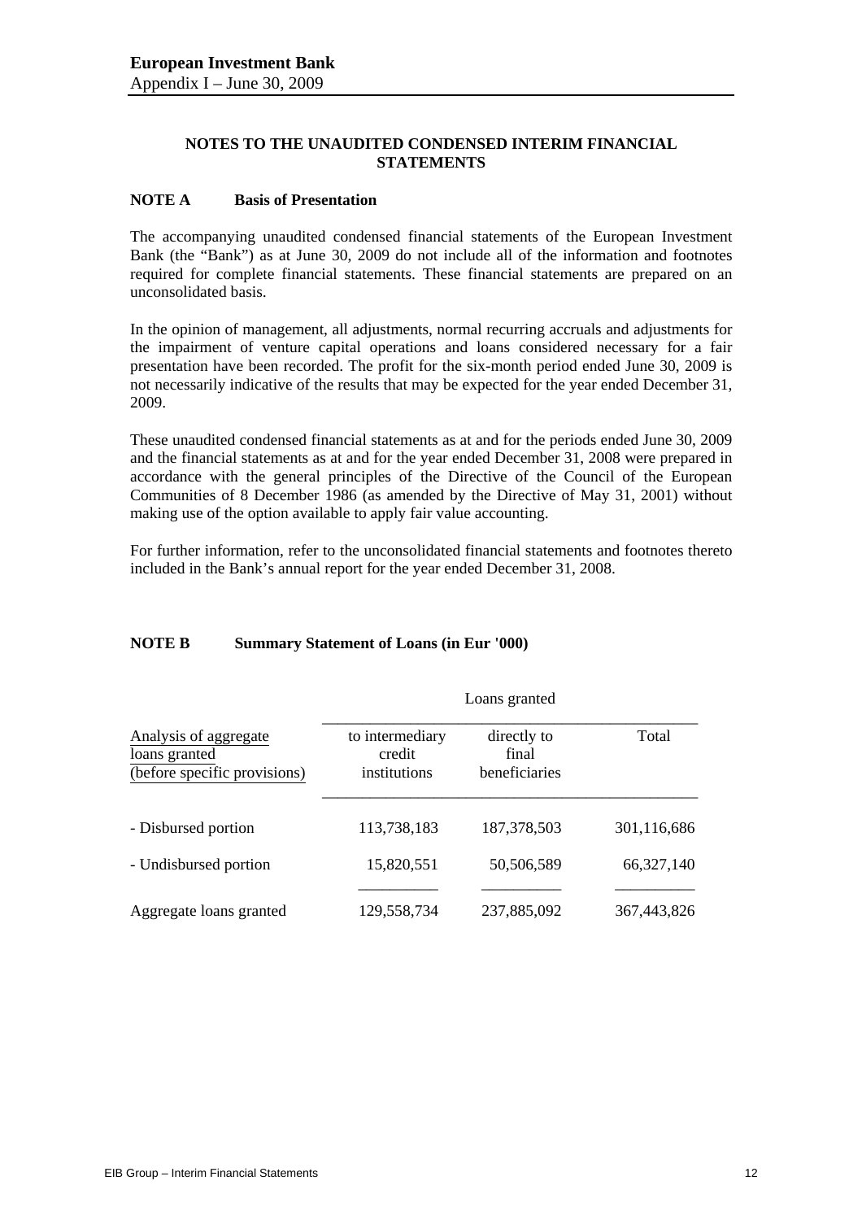## NOTES TO THE UNAUDITED CONDENSED INTERIM FINANCIAL STATEMENTS

### NOTE A Basis of Presentation

The accompanying unaudited condensed financial statements of the European Investment Bank (the "Bank") as at June 30, 2009 do not include all of the information and footnotes required for complete financial statements. These financial statements are prepared on an unconsolidated basis.

In the opinion of management, all adjustments, normal recurring accruals and adjustments for the impairment of venture capital operations and loans considered necessary for a fair presentation have been recorded. The profit for the six-month period ended June 30, 2009 is not necessarily indicative of the results that may be expected for the year ended December 31, 2009.

These unaudited condensed financial statements as at and for the periods ended June 30, 2009 and the financial statements as at and for the year ended December 31, 2008 were prepared in accordance with the general principles of the Directive of the Council of the European Communities of 8 December 1986 (as amended by the Directive of May 31, 2001) without making use of the option available to apply fair value accounting.

For further information, refer to the unconsolidated financial statements and footnotes thereto included in the Bank's annual report for the year ended December 31, 2008.

### NOTE B Summary Statement of Loans (in Eur '000)

| Analysis of aggregate loans granted (before specific provisions) | Loans granted | | |
|---|---|---|---|
| | to intermediary credit institutions | directly to final beneficiaries | Total |
| - Disbursed portion | 113,738,183 | 187,378,503 | 301,116,686 |
| - Undisbursed portion | 15,820,551 | 50,506,589 | 66,327,140 |
| Aggregate loans granted | 129,558,734 | 237,885,092 | 367,443,826 |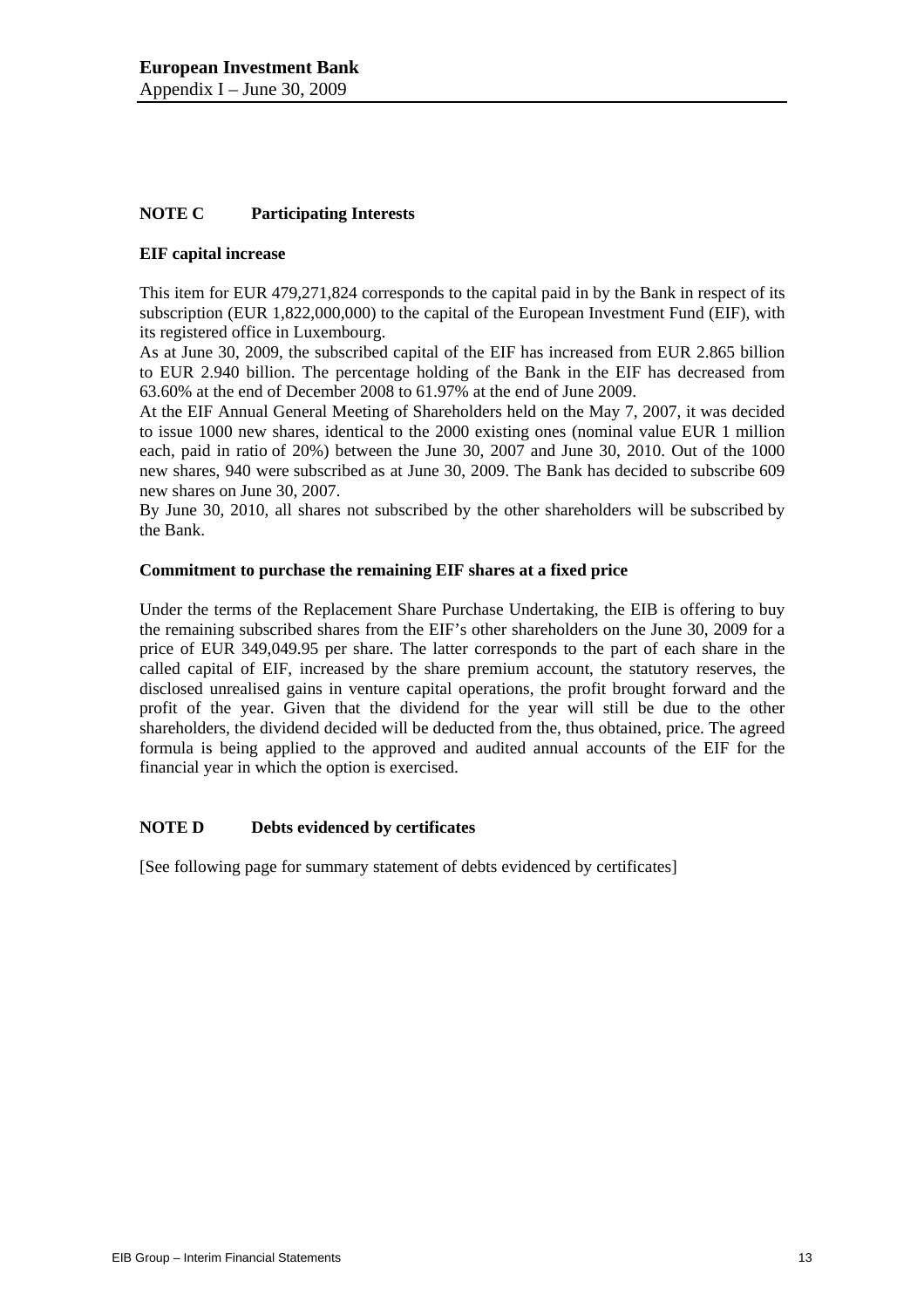## NOTE C Participating Interests

### EIF capital increase

This item for EUR 479,271,824 corresponds to the capital paid in by the Bank in respect of its subscription (EUR 1,822,000,000) to the capital of the European Investment Fund (EIF), with its registered office in Luxembourg.

As at June 30, 2009, the subscribed capital of the EIF has increased from EUR 2.865 billion to EUR 2.940 billion. The percentage holding of the Bank in the EIF has decreased from 63.60% at the end of December 2008 to 61.97% at the end of June 2009.

At the EIF Annual General Meeting of Shareholders held on the May 7, 2007, it was decided to issue 1000 new shares, identical to the 2000 existing ones (nominal value EUR 1 million each, paid in ratio of 20%) between the June 30, 2007 and June 30, 2010. Out of the 1000 new shares, 940 were subscribed as at June 30, 2009. The Bank has decided to subscribe 609 new shares on June 30, 2007.

By June 30, 2010, all shares not subscribed by the other shareholders will be subscribed by the Bank.

### Commitment to purchase the remaining EIF shares at a fixed price

Under the terms of the Replacement Share Purchase Undertaking, the EIB is offering to buy the remaining subscribed shares from the EIF's other shareholders on the June 30, 2009 for a price of EUR 349,049.95 per share. The latter corresponds to the part of each share in the called capital of EIF, increased by the share premium account, the statutory reserves, the disclosed unrealised gains in venture capital operations, the profit brought forward and the profit of the year. Given that the dividend for the year will still be due to the other shareholders, the dividend decided will be deducted from the, thus obtained, price. The agreed formula is being applied to the approved and audited annual accounts of the EIF for the financial year in which the option is exercised.

## NOTE D Debts evidenced by certificates

[See following page for summary statement of debts evidenced by certificates]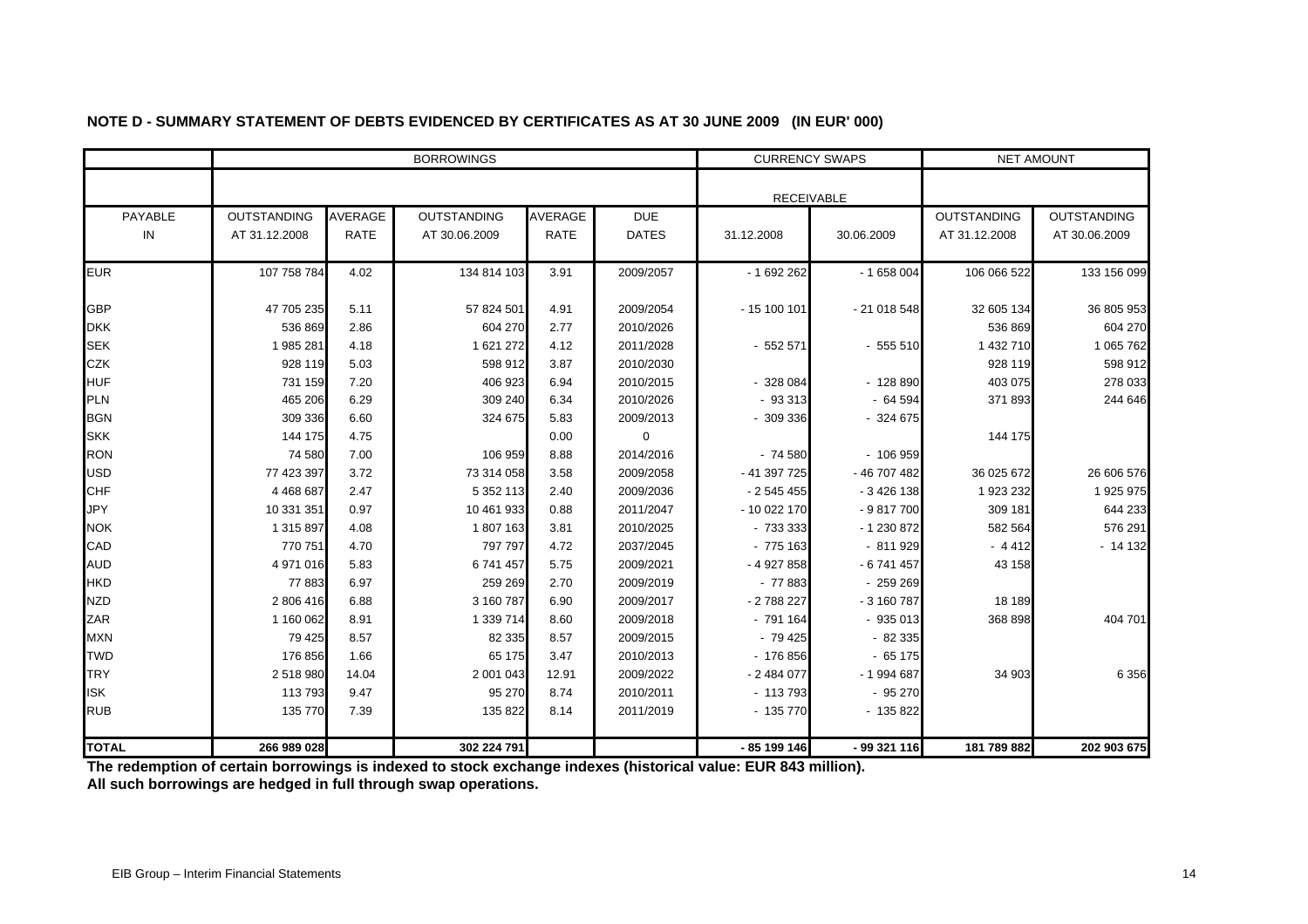## NOTE D - SUMMARY STATEMENT OF DEBTS EVIDENCED BY CERTIFICATES AS AT 30 JUNE 2009 (IN EUR' 000)

| | BORROWINGS | | | | | CURRENCY SWAPS | | NET AMOUNT | |
|---|---|---|---|---|---|---|---|---|---|
| | | | | | | RECEIVABLE | | | |
| PAYABLE IN | OUTSTANDING AT 31.12.2008 | AVERAGE RATE | OUTSTANDING AT 30.06.2009 | AVERAGE RATE | DUE DATES | 31.12.2008 | 30.06.2009 | OUTSTANDING AT 31.12.2008 | OUTSTANDING AT 30.06.2009 |
| EUR | 107 758 784 | 4.02 | 134 814 103 | 3.91 | 2009/2057 | - 1 692 262 | - 1 658 004 | 106 066 522 | 133 156 099 |
| GBP | 47 705 235 | 5.11 | 57 824 501 | 4.91 | 2009/2054 | - 15 100 101 | - 21 018 548 | 32 605 134 | 36 805 953 |
| DKK | 536 869 | 2.86 | 604 270 | 2.77 | 2010/2026 | | | 536 869 | 604 270 |
| SEK | 1 985 281 | 4.18 | 1 621 272 | 4.12 | 2011/2028 | - 552 571 | - 555 510 | 1 432 710 | 1 065 762 |
| CZK | 928 119 | 5.03 | 598 912 | 3.87 | 2010/2030 | | | 928 119 | 598 912 |
| HUF | 731 159 | 7.20 | 406 923 | 6.94 | 2010/2015 | - 328 084 | - 128 890 | 403 075 | 278 033 |
| PLN | 465 206 | 6.29 | 309 240 | 6.34 | 2010/2026 | - 93 313 | - 64 594 | 371 893 | 244 646 |
| BGN | 309 336 | 6.60 | 324 675 | 5.83 | 2009/2013 | - 309 336 | - 324 675 | | |
| SKK | 144 175 | 4.75 | | 0.00 | 0 | | | 144 175 | |
| RON | 74 580 | 7.00 | 106 959 | 8.88 | 2014/2016 | - 74 580 | - 106 959 | | |
| USD | 77 423 397 | 3.72 | 73 314 058 | 3.58 | 2009/2058 | - 41 397 725 | - 46 707 482 | 36 025 672 | 26 606 576 |
| CHF | 4 468 687 | 2.47 | 5 352 113 | 2.40 | 2009/2036 | - 2 545 455 | - 3 426 138 | 1 923 232 | 1 925 975 |
| JPY | 10 331 351 | 0.97 | 10 461 933 | 0.88 | 2011/2047 | - 10 022 170 | - 9 817 700 | 309 181 | 644 233 |
| NOK | 1 315 897 | 4.08 | 1 807 163 | 3.81 | 2010/2025 | - 733 333 | - 1 230 872 | 582 564 | 576 291 |
| CAD | 770 751 | 4.70 | 797 797 | 4.72 | 2037/2045 | - 775 163 | - 811 929 | - 4 412 | - 14 132 |
| AUD | 4 971 016 | 5.83 | 6 741 457 | 5.75 | 2009/2021 | - 4 927 858 | - 6 741 457 | 43 158 | |
| HKD | 77 883 | 6.97 | 259 269 | 2.70 | 2009/2019 | - 77 883 | - 259 269 | | |
| NZD | 2 806 416 | 6.88 | 3 160 787 | 6.90 | 2009/2017 | - 2 788 227 | - 3 160 787 | 18 189 | |
| ZAR | 1 160 062 | 8.91 | 1 339 714 | 8.60 | 2009/2018 | - 791 164 | - 935 013 | 368 898 | 404 701 |
| MXN | 79 425 | 8.57 | 82 335 | 8.57 | 2009/2015 | - 79 425 | - 82 335 | | |
| TWD | 176 856 | 1.66 | 65 175 | 3.47 | 2010/2013 | - 176 856 | - 65 175 | | |
| TRY | 2 518 980 | 14.04 | 2 001 043 | 12.91 | 2009/2022 | - 2 484 077 | - 1 994 687 | 34 903 | 6 356 |
| ISK | 113 793 | 9.47 | 95 270 | 8.74 | 2010/2011 | - 113 793 | - 95 270 | | |
| RUB | 135 770 | 7.39 | 135 822 | 8.14 | 2011/2019 | - 135 770 | - 135 822 | | |
| **TOTAL** | **266 989 028** | | **302 224 791** | | | **- 85 199 146** | **- 99 321 116** | **181 789 882** | **202 903 675** |

**The redemption of certain borrowings is indexed to stock exchange indexes (historical value: EUR 843 million).**
**All such borrowings are hedged in full through swap operations.**